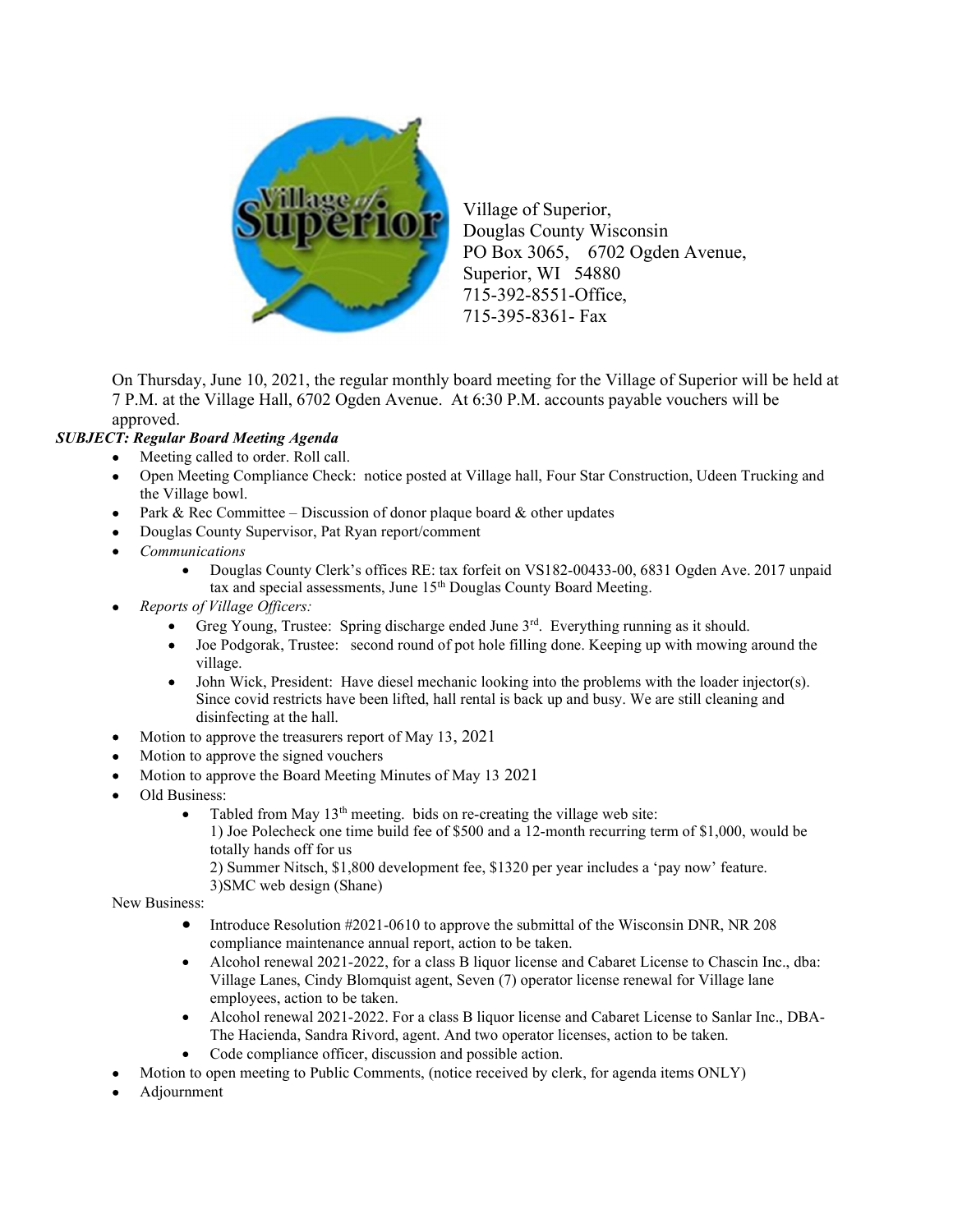Village of Superior,
Douglas County Wisconsin
PO Box 3065, 6702 Ogden Avenue,
Superior, WI 54880
715-392-8551-Office,
715-395-8361- Fax

On Thursday, June 10, 2021, the regular monthly board meeting for the Village of Superior will be held at 7 P.M. at the Village Hall, 6702 Ogden Avenue. At 6:30 P.M. accounts payable vouchers will be approved.

***SUBJECT: Regular Board Meeting Agenda***

- Meeting called to order. Roll call.
- Open Meeting Compliance Check: notice posted at Village hall, Four Star Construction, Udeen Trucking and the Village bowl.
- Park & Rec Committee – Discussion of donor plaque board & other updates
- Douglas County Supervisor, Pat Ryan report/comment
- *Communications*
    - Douglas County Clerk's offices RE: tax forfeit on VS182-00433-00, 6831 Ogden Ave. 2017 unpaid tax and special assessments, June 15th Douglas County Board Meeting.
- *Reports of Village Officers:*
    - Greg Young, Trustee: Spring discharge ended June 3rd. Everything running as it should.
    - Joe Podgorak, Trustee: second round of pot hole filling done. Keeping up with mowing around the village.
    - John Wick, President: Have diesel mechanic looking into the problems with the loader injector(s). Since covid restricts have been lifted, hall rental is back up and busy. We are still cleaning and disinfecting at the hall.
- Motion to approve the treasurers report of May 13, 2021
- Motion to approve the signed vouchers
- Motion to approve the Board Meeting Minutes of May 13 2021
- Old Business:
    - Tabled from May 13th meeting. bids on re-creating the village web site:
      1) Joe Polecheck one time build fee of $500 and a 12-month recurring term of $1,000, would be totally hands off for us
      2) Summer Nitsch, $1,800 development fee, $1320 per year includes a 'pay now' feature.
      3)SMC web design (Shane)

New Business:

- Introduce Resolution #2021-0610 to approve the submittal of the Wisconsin DNR, NR 208 compliance maintenance annual report, action to be taken.
- Alcohol renewal 2021-2022, for a class B liquor license and Cabaret License to Chascin Inc., dba: Village Lanes, Cindy Blomquist agent, Seven (7) operator license renewal for Village lane employees, action to be taken.
- Alcohol renewal 2021-2022. For a class B liquor license and Cabaret License to Sanlar Inc., DBA- The Hacienda, Sandra Rivord, agent. And two operator licenses, action to be taken.
- Code compliance officer, discussion and possible action.

- Motion to open meeting to Public Comments, (notice received by clerk, for agenda items ONLY)
- Adjournment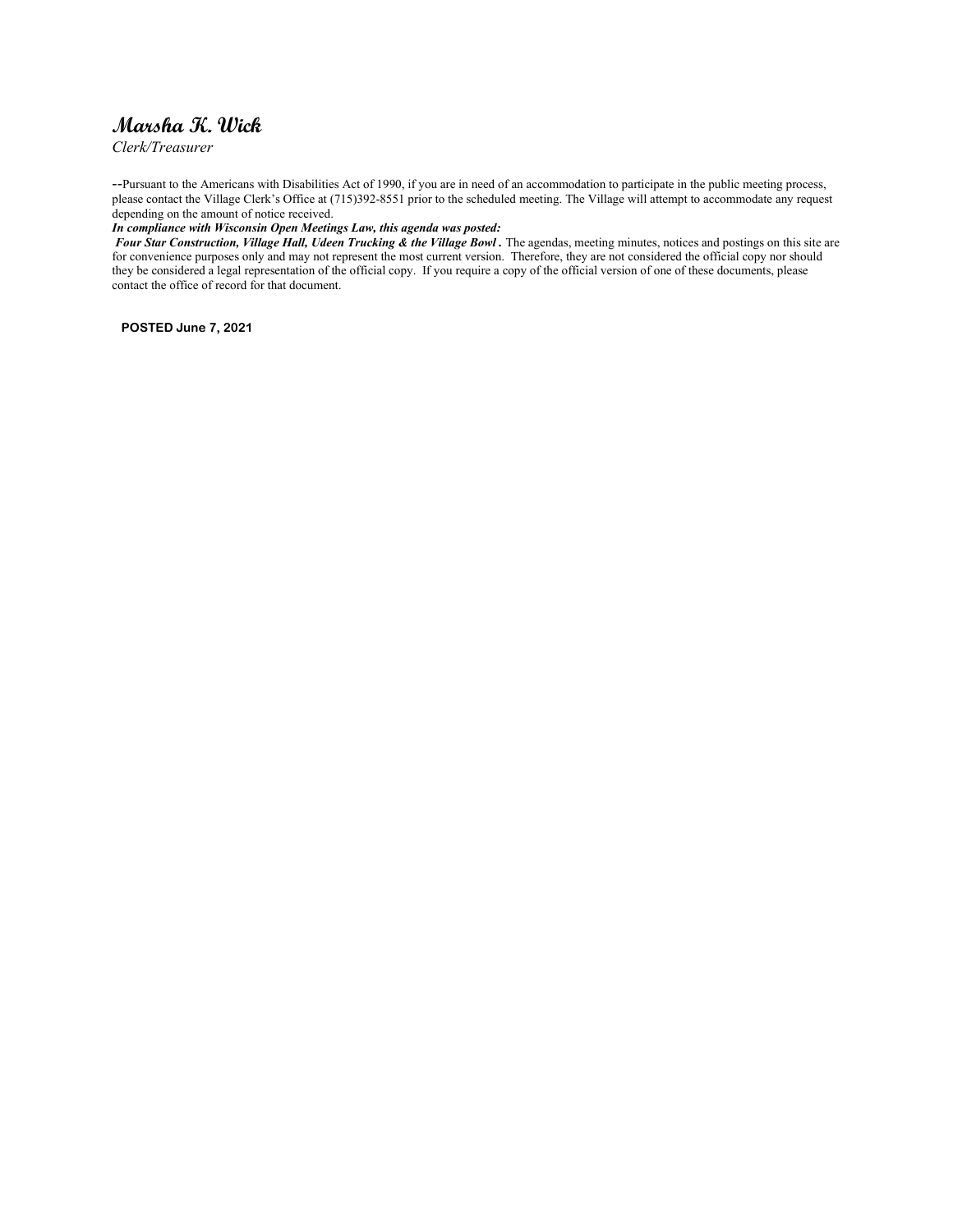***Marsha K. Wick***

*Clerk/Treasurer*

--Pursuant to the Americans with Disabilities Act of 1990, if you are in need of an accommodation to participate in the public meeting process, please contact the Village Clerk's Office at (715)392-8551 prior to the scheduled meeting. The Village will attempt to accommodate any request depending on the amount of notice received.

***In compliance with Wisconsin Open Meetings Law, this agenda was posted:***

***Four Star Construction, Village Hall, Udeen Trucking & the Village Bowl .*** The agendas, meeting minutes, notices and postings on this site are for convenience purposes only and may not represent the most current version. Therefore, they are not considered the official copy nor should they be considered a legal representation of the official copy. If you require a copy of the official version of one of these documents, please contact the office of record for that document.

**POSTED June 7, 2021**